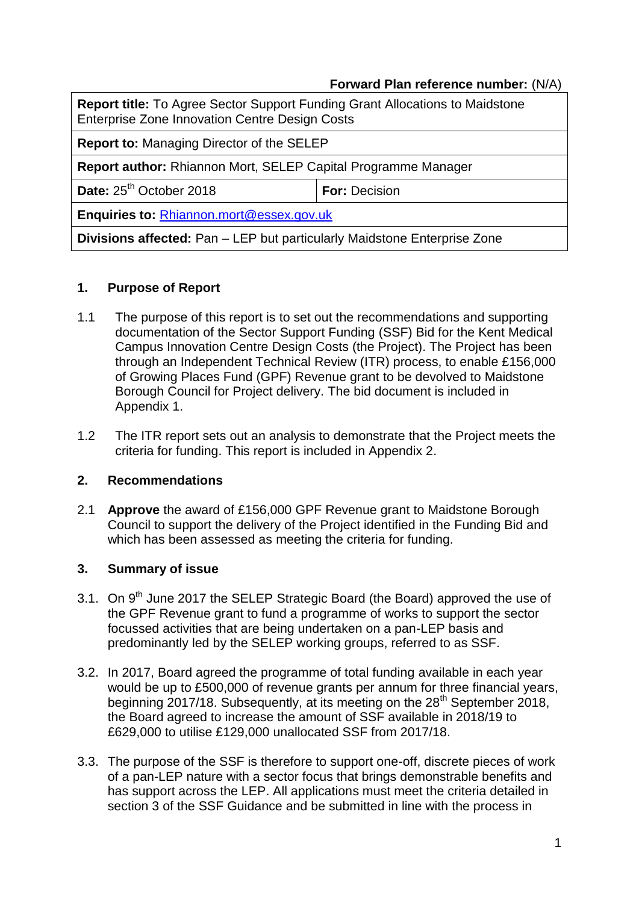**Forward Plan reference number:** (N/A)

| **Report title:** To Agree Sector Support Funding Grant Allocations to Maidstone Enterprise Zone Innovation Centre Design Costs | |
|---|---|
| **Report to:** Managing Director of the SELEP | |
| **Report author:** Rhiannon Mort, SELEP Capital Programme Manager | |
| **Date:** 25th October 2018 | **For:** Decision |
| **Enquiries to:** Rhiannon.mort@essex.gov.uk | |
| **Divisions affected:** Pan – LEP but particularly Maidstone Enterprise Zone | |

## 1. Purpose of Report

1.1 The purpose of this report is to set out the recommendations and supporting documentation of the Sector Support Funding (SSF) Bid for the Kent Medical Campus Innovation Centre Design Costs (the Project). The Project has been through an Independent Technical Review (ITR) process, to enable £156,000 of Growing Places Fund (GPF) Revenue grant to be devolved to Maidstone Borough Council for Project delivery. The bid document is included in Appendix 1.

1.2 The ITR report sets out an analysis to demonstrate that the Project meets the criteria for funding. This report is included in Appendix 2.

## 2. Recommendations

2.1 **Approve** the award of £156,000 GPF Revenue grant to Maidstone Borough Council to support the delivery of the Project identified in the Funding Bid and which has been assessed as meeting the criteria for funding.

## 3. Summary of issue

3.1. On 9th June 2017 the SELEP Strategic Board (the Board) approved the use of the GPF Revenue grant to fund a programme of works to support the sector focussed activities that are being undertaken on a pan-LEP basis and predominantly led by the SELEP working groups, referred to as SSF.

3.2. In 2017, Board agreed the programme of total funding available in each year would be up to £500,000 of revenue grants per annum for three financial years, beginning 2017/18. Subsequently, at its meeting on the 28th September 2018, the Board agreed to increase the amount of SSF available in 2018/19 to £629,000 to utilise £129,000 unallocated SSF from 2017/18.

3.3. The purpose of the SSF is therefore to support one-off, discrete pieces of work of a pan-LEP nature with a sector focus that brings demonstrable benefits and has support across the LEP. All applications must meet the criteria detailed in section 3 of the SSF Guidance and be submitted in line with the process in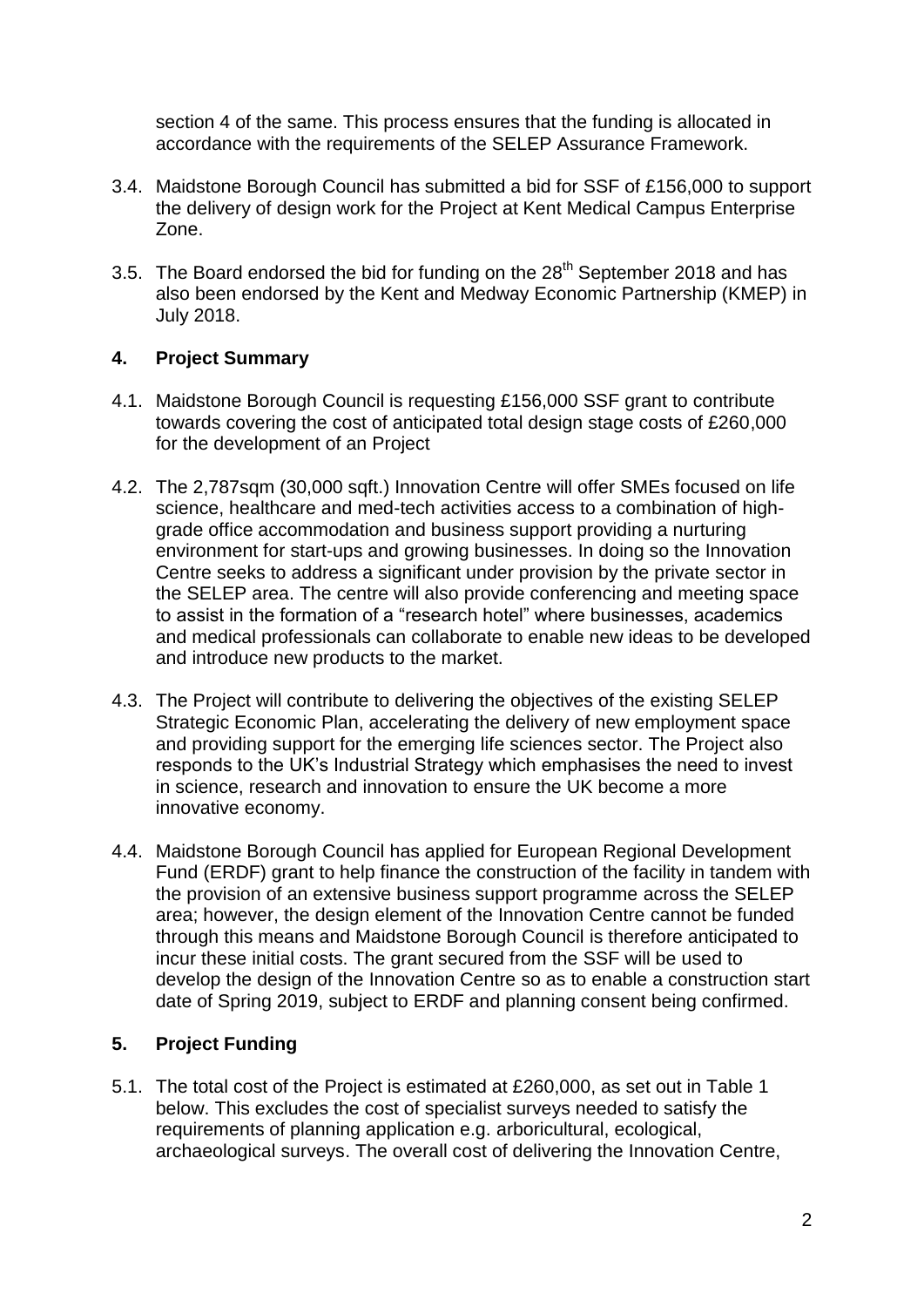section 4 of the same. This process ensures that the funding is allocated in accordance with the requirements of the SELEP Assurance Framework.

3.4. Maidstone Borough Council has submitted a bid for SSF of £156,000 to support the delivery of design work for the Project at Kent Medical Campus Enterprise Zone.

3.5. The Board endorsed the bid for funding on the 28th September 2018 and has also been endorsed by the Kent and Medway Economic Partnership (KMEP) in July 2018.

## 4. Project Summary

4.1. Maidstone Borough Council is requesting £156,000 SSF grant to contribute towards covering the cost of anticipated total design stage costs of £260,000 for the development of an Project

4.2. The 2,787sqm (30,000 sqft.) Innovation Centre will offer SMEs focused on life science, healthcare and med-tech activities access to a combination of high-grade office accommodation and business support providing a nurturing environment for start-ups and growing businesses. In doing so the Innovation Centre seeks to address a significant under provision by the private sector in the SELEP area. The centre will also provide conferencing and meeting space to assist in the formation of a "research hotel" where businesses, academics and medical professionals can collaborate to enable new ideas to be developed and introduce new products to the market.

4.3. The Project will contribute to delivering the objectives of the existing SELEP Strategic Economic Plan, accelerating the delivery of new employment space and providing support for the emerging life sciences sector. The Project also responds to the UK's Industrial Strategy which emphasises the need to invest in science, research and innovation to ensure the UK become a more innovative economy.

4.4. Maidstone Borough Council has applied for European Regional Development Fund (ERDF) grant to help finance the construction of the facility in tandem with the provision of an extensive business support programme across the SELEP area; however, the design element of the Innovation Centre cannot be funded through this means and Maidstone Borough Council is therefore anticipated to incur these initial costs. The grant secured from the SSF will be used to develop the design of the Innovation Centre so as to enable a construction start date of Spring 2019, subject to ERDF and planning consent being confirmed.

## 5. Project Funding

5.1. The total cost of the Project is estimated at £260,000, as set out in Table 1 below. This excludes the cost of specialist surveys needed to satisfy the requirements of planning application e.g. arboricultural, ecological, archaeological surveys. The overall cost of delivering the Innovation Centre,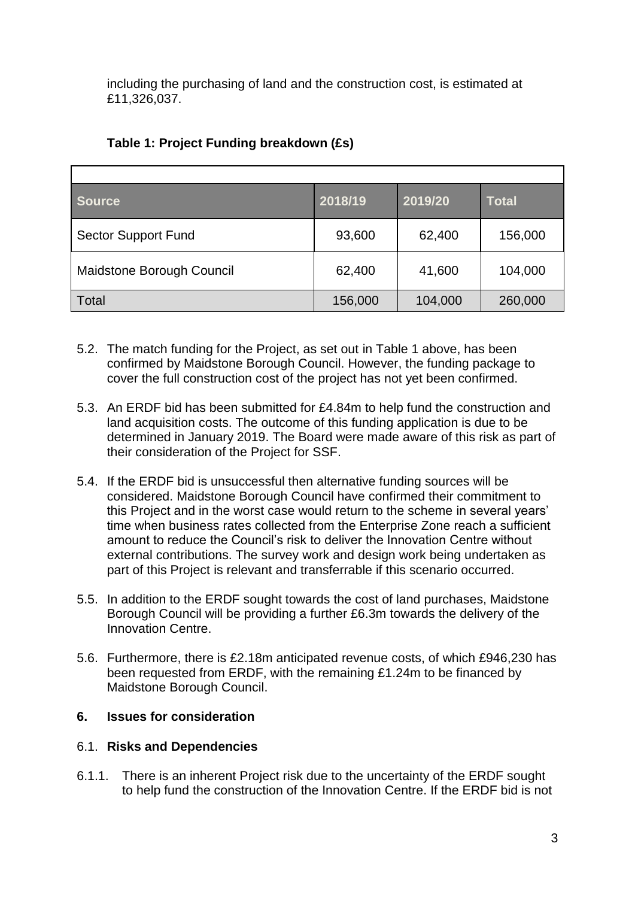including the purchasing of land and the construction cost, is estimated at £11,326,037.

**Table 1: Project Funding breakdown (£s)**

| Source | 2018/19 | 2019/20 | Total |
|---|---|---|---|
| Sector Support Fund | 93,600 | 62,400 | 156,000 |
| Maidstone Borough Council | 62,400 | 41,600 | 104,000 |
| Total | 156,000 | 104,000 | 260,000 |

5.2. The match funding for the Project, as set out in Table 1 above, has been confirmed by Maidstone Borough Council. However, the funding package to cover the full construction cost of the project has not yet been confirmed.

5.3. An ERDF bid has been submitted for £4.84m to help fund the construction and land acquisition costs. The outcome of this funding application is due to be determined in January 2019. The Board were made aware of this risk as part of their consideration of the Project for SSF.

5.4. If the ERDF bid is unsuccessful then alternative funding sources will be considered. Maidstone Borough Council have confirmed their commitment to this Project and in the worst case would return to the scheme in several years' time when business rates collected from the Enterprise Zone reach a sufficient amount to reduce the Council's risk to deliver the Innovation Centre without external contributions. The survey work and design work being undertaken as part of this Project is relevant and transferrable if this scenario occurred.

5.5. In addition to the ERDF sought towards the cost of land purchases, Maidstone Borough Council will be providing a further £6.3m towards the delivery of the Innovation Centre.

5.6. Furthermore, there is £2.18m anticipated revenue costs, of which £946,230 has been requested from ERDF, with the remaining £1.24m to be financed by Maidstone Borough Council.

## 6. Issues for consideration

### 6.1. Risks and Dependencies

6.1.1. There is an inherent Project risk due to the uncertainty of the ERDF sought to help fund the construction of the Innovation Centre. If the ERDF bid is not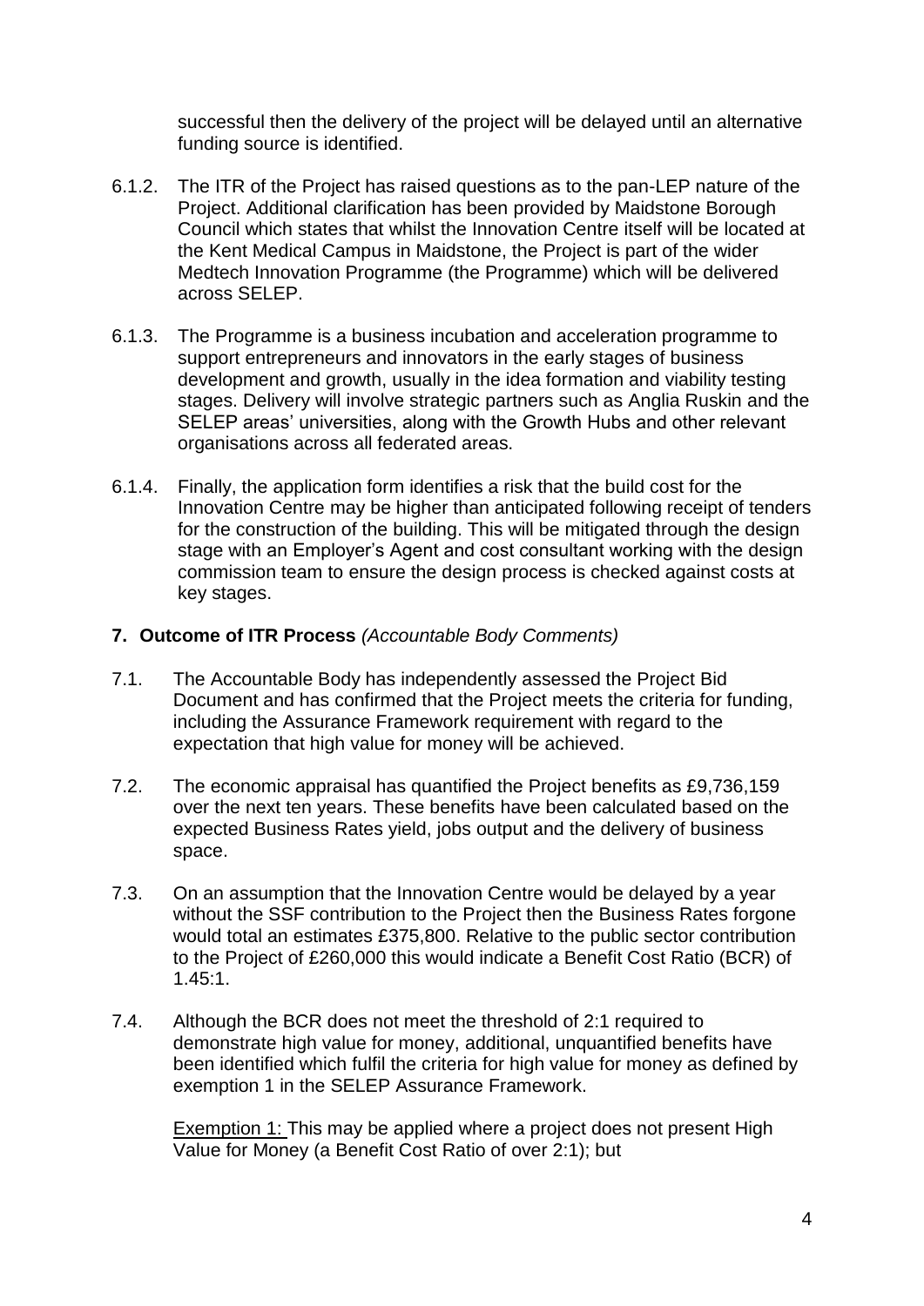successful then the delivery of the project will be delayed until an alternative funding source is identified.

6.1.2. The ITR of the Project has raised questions as to the pan-LEP nature of the Project. Additional clarification has been provided by Maidstone Borough Council which states that whilst the Innovation Centre itself will be located at the Kent Medical Campus in Maidstone, the Project is part of the wider Medtech Innovation Programme (the Programme) which will be delivered across SELEP.

6.1.3. The Programme is a business incubation and acceleration programme to support entrepreneurs and innovators in the early stages of business development and growth, usually in the idea formation and viability testing stages. Delivery will involve strategic partners such as Anglia Ruskin and the SELEP areas' universities, along with the Growth Hubs and other relevant organisations across all federated areas.

6.1.4. Finally, the application form identifies a risk that the build cost for the Innovation Centre may be higher than anticipated following receipt of tenders for the construction of the building. This will be mitigated through the design stage with an Employer's Agent and cost consultant working with the design commission team to ensure the design process is checked against costs at key stages.

## 7. Outcome of ITR Process *(Accountable Body Comments)*

7.1. The Accountable Body has independently assessed the Project Bid Document and has confirmed that the Project meets the criteria for funding, including the Assurance Framework requirement with regard to the expectation that high value for money will be achieved.

7.2. The economic appraisal has quantified the Project benefits as £9,736,159 over the next ten years. These benefits have been calculated based on the expected Business Rates yield, jobs output and the delivery of business space.

7.3. On an assumption that the Innovation Centre would be delayed by a year without the SSF contribution to the Project then the Business Rates forgone would total an estimates £375,800. Relative to the public sector contribution to the Project of £260,000 this would indicate a Benefit Cost Ratio (BCR) of 1.45:1.

7.4. Although the BCR does not meet the threshold of 2:1 required to demonstrate high value for money, additional, unquantified benefits have been identified which fulfil the criteria for high value for money as defined by exemption 1 in the SELEP Assurance Framework.

Exemption 1: This may be applied where a project does not present High Value for Money (a Benefit Cost Ratio of over 2:1); but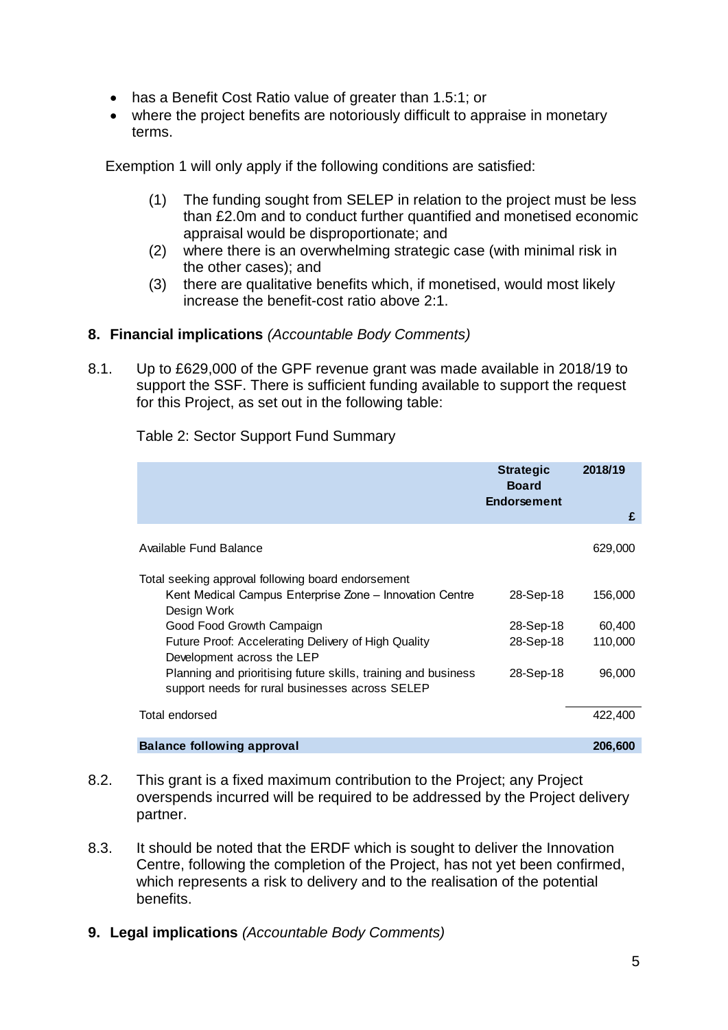- has a Benefit Cost Ratio value of greater than 1.5:1; or
- where the project benefits are notoriously difficult to appraise in monetary terms.

Exemption 1 will only apply if the following conditions are satisfied:

(1) The funding sought from SELEP in relation to the project must be less than £2.0m and to conduct further quantified and monetised economic appraisal would be disproportionate; and
(2) where there is an overwhelming strategic case (with minimal risk in the other cases); and
(3) there are qualitative benefits which, if monetised, would most likely increase the benefit-cost ratio above 2:1.

## 8. Financial implications *(Accountable Body Comments)*

8.1. Up to £629,000 of the GPF revenue grant was made available in 2018/19 to support the SSF. There is sufficient funding available to support the request for this Project, as set out in the following table:

Table 2: Sector Support Fund Summary

| | Strategic Board Endorsement | 2018/19 £ |
|---|---|---|
| Available Fund Balance | | 629,000 |
| Total seeking approval following board endorsement | | |
| Kent Medical Campus Enterprise Zone – Innovation Centre Design Work | 28-Sep-18 | 156,000 |
| Good Food Growth Campaign | 28-Sep-18 | 60,400 |
| Future Proof: Accelerating Delivery of High Quality Development across the LEP | 28-Sep-18 | 110,000 |
| Planning and prioritising future skills, training and business support needs for rural businesses across SELEP | 28-Sep-18 | 96,000 |
| Total endorsed | | 422,400 |
| **Balance following approval** | | **206,600** |

8.2. This grant is a fixed maximum contribution to the Project; any Project overspends incurred will be required to be addressed by the Project delivery partner.

8.3. It should be noted that the ERDF which is sought to deliver the Innovation Centre, following the completion of the Project, has not yet been confirmed, which represents a risk to delivery and to the realisation of the potential benefits.

## 9. Legal implications *(Accountable Body Comments)*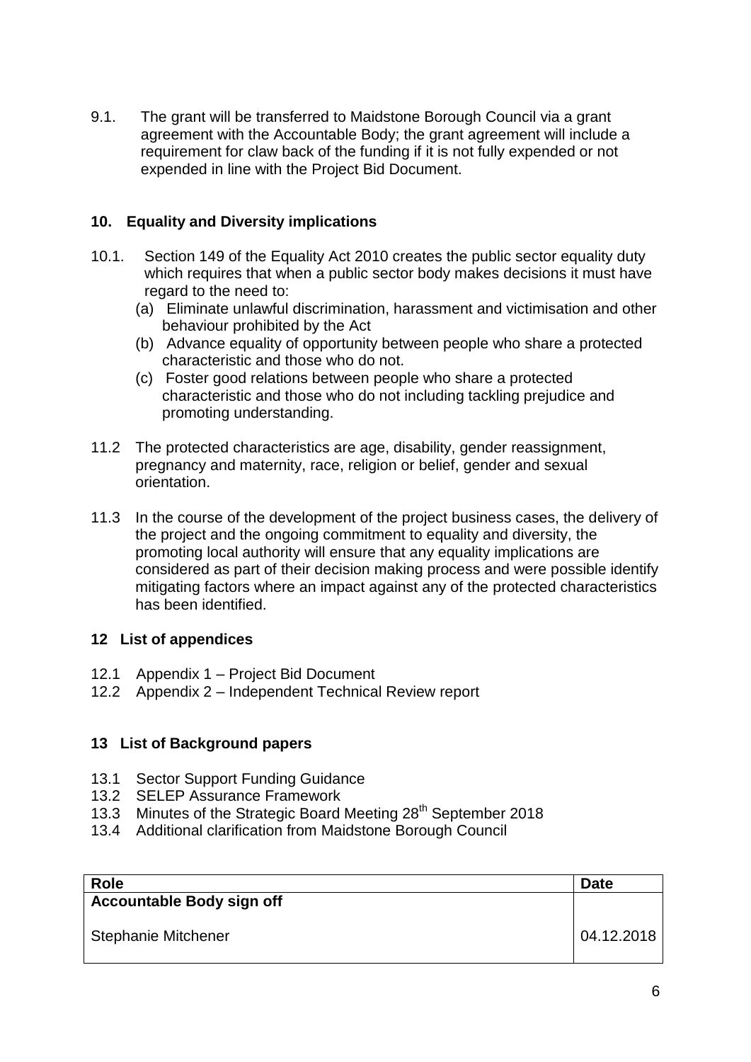9.1. The grant will be transferred to Maidstone Borough Council via a grant agreement with the Accountable Body; the grant agreement will include a requirement for claw back of the funding if it is not fully expended or not expended in line with the Project Bid Document.

## 10. Equality and Diversity implications

10.1. Section 149 of the Equality Act 2010 creates the public sector equality duty which requires that when a public sector body makes decisions it must have regard to the need to:

(a) Eliminate unlawful discrimination, harassment and victimisation and other behaviour prohibited by the Act

(b) Advance equality of opportunity between people who share a protected characteristic and those who do not.

(c) Foster good relations between people who share a protected characteristic and those who do not including tackling prejudice and promoting understanding.

11.2 The protected characteristics are age, disability, gender reassignment, pregnancy and maternity, race, religion or belief, gender and sexual orientation.

11.3 In the course of the development of the project business cases, the delivery of the project and the ongoing commitment to equality and diversity, the promoting local authority will ensure that any equality implications are considered as part of their decision making process and were possible identify mitigating factors where an impact against any of the protected characteristics has been identified.

## 12 List of appendices

12.1 Appendix 1 – Project Bid Document

12.2 Appendix 2 – Independent Technical Review report

## 13 List of Background papers

13.1 Sector Support Funding Guidance

13.2 SELEP Assurance Framework

13.3 Minutes of the Strategic Board Meeting 28th September 2018

13.4 Additional clarification from Maidstone Borough Council

| Role | Date |
|---|---|
| **Accountable Body sign off** | |
| Stephanie Mitchener | 04.12.2018 |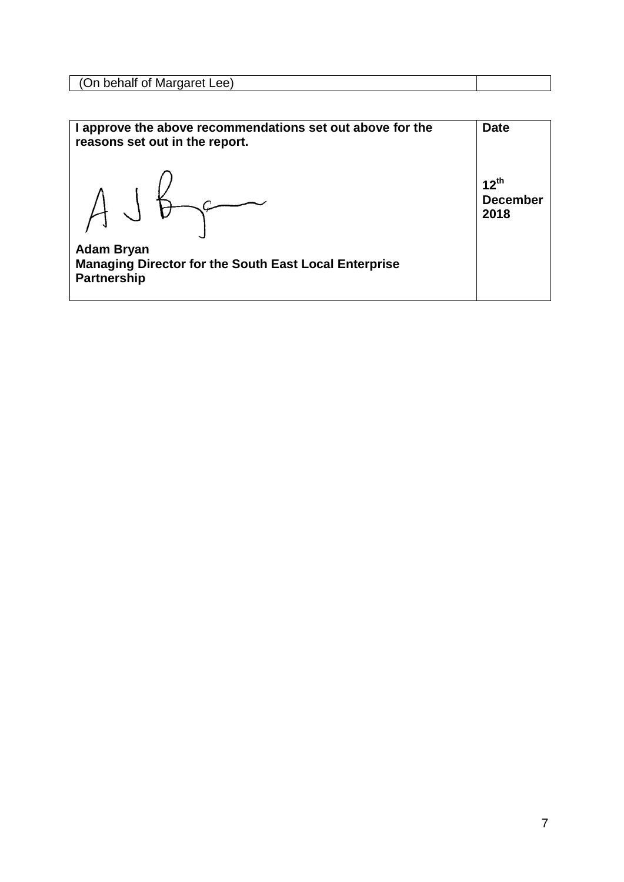| | |
|---|---|
| (On behalf of Margaret Lee) | |

| | |
|---|---|
| **I approve the above recommendations set out above for the reasons set out in the report.**<br><br>**Adam Bryan**<br>**Managing Director for the South East Local Enterprise Partnership** | **Date**<br><br>**12th December 2018** |